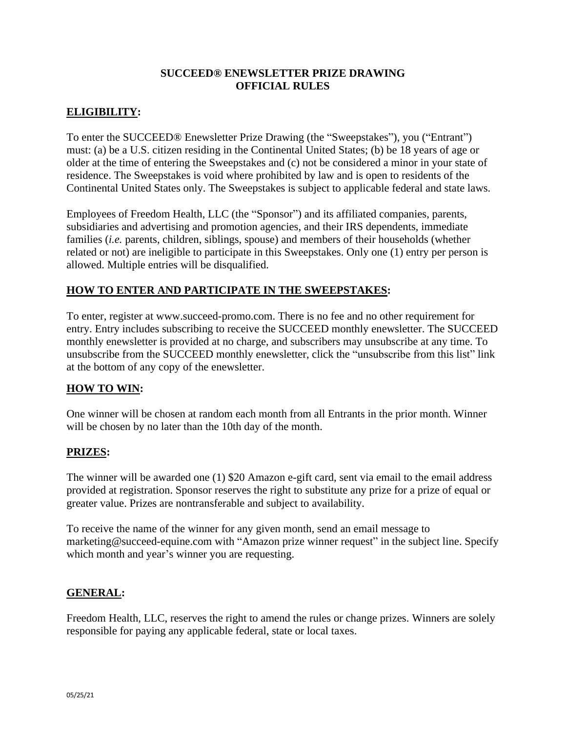# SUCCEED® ENEWSLETTER PRIZE DRAWING
# OFFICIAL RULES

## ELIGIBILITY:

To enter the SUCCEED® Enewsletter Prize Drawing (the "Sweepstakes"), you ("Entrant") must: (a) be a U.S. citizen residing in the Continental United States; (b) be 18 years of age or older at the time of entering the Sweepstakes and (c) not be considered a minor in your state of residence. The Sweepstakes is void where prohibited by law and is open to residents of the Continental United States only. The Sweepstakes is subject to applicable federal and state laws.

Employees of Freedom Health, LLC (the "Sponsor") and its affiliated companies, parents, subsidiaries and advertising and promotion agencies, and their IRS dependents, immediate families (*i.e.* parents, children, siblings, spouse) and members of their households (whether related or not) are ineligible to participate in this Sweepstakes. Only one (1) entry per person is allowed. Multiple entries will be disqualified.

## HOW TO ENTER AND PARTICIPATE IN THE SWEEPSTAKES:

To enter, register at www.succeed-promo.com. There is no fee and no other requirement for entry. Entry includes subscribing to receive the SUCCEED monthly enewsletter. The SUCCEED monthly enewsletter is provided at no charge, and subscribers may unsubscribe at any time. To unsubscribe from the SUCCEED monthly enewsletter, click the "unsubscribe from this list" link at the bottom of any copy of the enewsletter.

## HOW TO WIN:

One winner will be chosen at random each month from all Entrants in the prior month. Winner will be chosen by no later than the 10th day of the month.

## PRIZES:

The winner will be awarded one (1) $20 Amazon e-gift card, sent via email to the email address provided at registration. Sponsor reserves the right to substitute any prize for a prize of equal or greater value. Prizes are nontransferable and subject to availability.

To receive the name of the winner for any given month, send an email message to marketing@succeed-equine.com with "Amazon prize winner request" in the subject line. Specify which month and year's winner you are requesting.

## GENERAL:

Freedom Health, LLC, reserves the right to amend the rules or change prizes. Winners are solely responsible for paying any applicable federal, state or local taxes.

05/25/21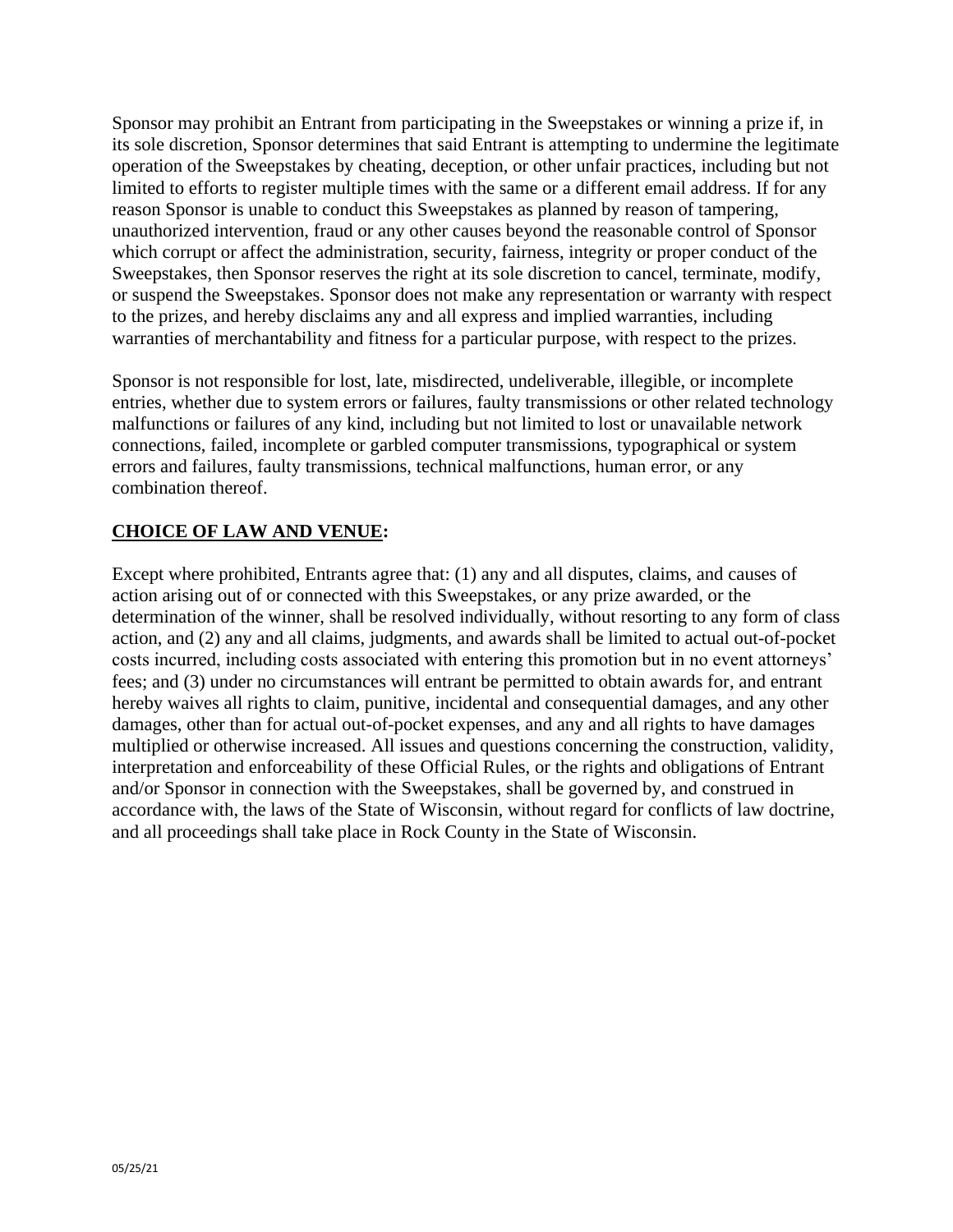Sponsor may prohibit an Entrant from participating in the Sweepstakes or winning a prize if, in its sole discretion, Sponsor determines that said Entrant is attempting to undermine the legitimate operation of the Sweepstakes by cheating, deception, or other unfair practices, including but not limited to efforts to register multiple times with the same or a different email address. If for any reason Sponsor is unable to conduct this Sweepstakes as planned by reason of tampering, unauthorized intervention, fraud or any other causes beyond the reasonable control of Sponsor which corrupt or affect the administration, security, fairness, integrity or proper conduct of the Sweepstakes, then Sponsor reserves the right at its sole discretion to cancel, terminate, modify, or suspend the Sweepstakes. Sponsor does not make any representation or warranty with respect to the prizes, and hereby disclaims any and all express and implied warranties, including warranties of merchantability and fitness for a particular purpose, with respect to the prizes.

Sponsor is not responsible for lost, late, misdirected, undeliverable, illegible, or incomplete entries, whether due to system errors or failures, faulty transmissions or other related technology malfunctions or failures of any kind, including but not limited to lost or unavailable network connections, failed, incomplete or garbled computer transmissions, typographical or system errors and failures, faulty transmissions, technical malfunctions, human error, or any combination thereof.

**CHOICE OF LAW AND VENUE:**

Except where prohibited, Entrants agree that: (1) any and all disputes, claims, and causes of action arising out of or connected with this Sweepstakes, or any prize awarded, or the determination of the winner, shall be resolved individually, without resorting to any form of class action, and (2) any and all claims, judgments, and awards shall be limited to actual out-of-pocket costs incurred, including costs associated with entering this promotion but in no event attorneys' fees; and (3) under no circumstances will entrant be permitted to obtain awards for, and entrant hereby waives all rights to claim, punitive, incidental and consequential damages, and any other damages, other than for actual out-of-pocket expenses, and any and all rights to have damages multiplied or otherwise increased. All issues and questions concerning the construction, validity, interpretation and enforceability of these Official Rules, or the rights and obligations of Entrant and/or Sponsor in connection with the Sweepstakes, shall be governed by, and construed in accordance with, the laws of the State of Wisconsin, without regard for conflicts of law doctrine, and all proceedings shall take place in Rock County in the State of Wisconsin.

05/25/21